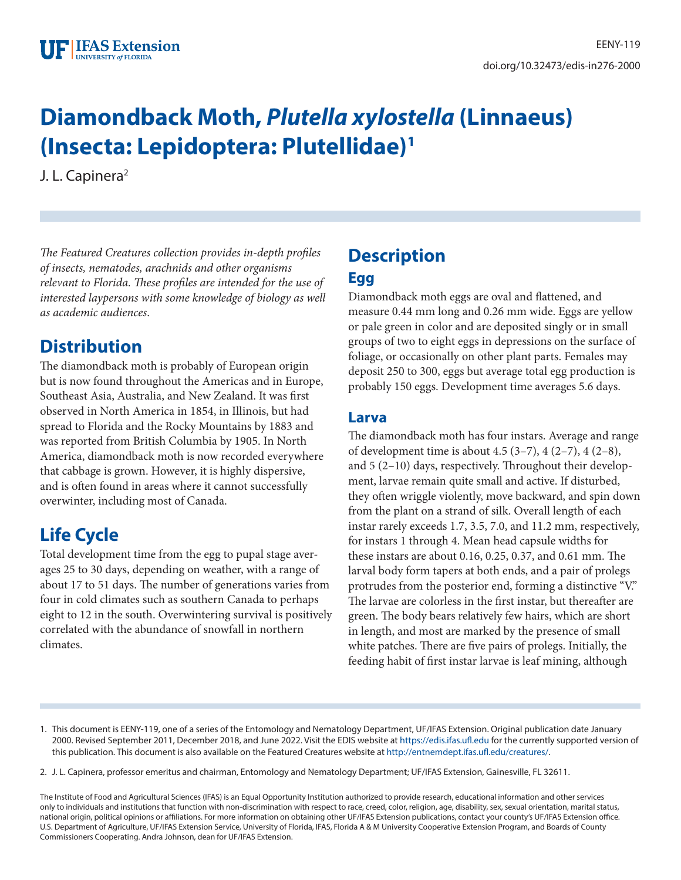EENY-119

doi.org/10.32473/edis-in276-2000

# Diamondback Moth, *Plutella xylostella* (Linnaeus) (Insecta: Lepidoptera: Plutellidae)[1]

J. L. Capinera[2]

*The Featured Creatures collection provides in-depth profiles of insects, nematodes, arachnids and other organisms relevant to Florida. These profiles are intended for the use of interested laypersons with some knowledge of biology as well as academic audiences.*

## Distribution

The diamondback moth is probably of European origin but is now found throughout the Americas and in Europe, Southeast Asia, Australia, and New Zealand. It was first observed in North America in 1854, in Illinois, but had spread to Florida and the Rocky Mountains by 1883 and was reported from British Columbia by 1905. In North America, diamondback moth is now recorded everywhere that cabbage is grown. However, it is highly dispersive, and is often found in areas where it cannot successfully overwinter, including most of Canada.

## Life Cycle

Total development time from the egg to pupal stage averages 25 to 30 days, depending on weather, with a range of about 17 to 51 days. The number of generations varies from four in cold climates such as southern Canada to perhaps eight to 12 in the south. Overwintering survival is positively correlated with the abundance of snowfall in northern climates.

## Description

### Egg

Diamondback moth eggs are oval and flattened, and measure 0.44 mm long and 0.26 mm wide. Eggs are yellow or pale green in color and are deposited singly or in small groups of two to eight eggs in depressions on the surface of foliage, or occasionally on other plant parts. Females may deposit 250 to 300, eggs but average total egg production is probably 150 eggs. Development time averages 5.6 days.

### Larva

The diamondback moth has four instars. Average and range of development time is about 4.5 (3–7), 4 (2–7), 4 (2–8), and 5 (2–10) days, respectively. Throughout their development, larvae remain quite small and active. If disturbed, they often wriggle violently, move backward, and spin down from the plant on a strand of silk. Overall length of each instar rarely exceeds 1.7, 3.5, 7.0, and 11.2 mm, respectively, for instars 1 through 4. Mean head capsule widths for these instars are about 0.16, 0.25, 0.37, and 0.61 mm. The larval body form tapers at both ends, and a pair of prolegs protrudes from the posterior end, forming a distinctive "V." The larvae are colorless in the first instar, but thereafter are green. The body bears relatively few hairs, which are short in length, and most are marked by the presence of small white patches. There are five pairs of prolegs. Initially, the feeding habit of first instar larvae is leaf mining, although

1. This document is EENY-119, one of a series of the Entomology and Nematology Department, UF/IFAS Extension. Original publication date January 2000. Revised September 2011, December 2018, and June 2022. Visit the EDIS website at https://edis.ifas.ufl.edu for the currently supported version of this publication. This document is also available on the Featured Creatures website at http://entnemdept.ifas.ufl.edu/creatures/.

2. J. L. Capinera, professor emeritus and chairman, Entomology and Nematology Department; UF/IFAS Extension, Gainesville, FL 32611.

The Institute of Food and Agricultural Sciences (IFAS) is an Equal Opportunity Institution authorized to provide research, educational information and other services only to individuals and institutions that function with non-discrimination with respect to race, creed, color, religion, age, disability, sex, sexual orientation, marital status, national origin, political opinions or affiliations. For more information on obtaining other UF/IFAS Extension publications, contact your county's UF/IFAS Extension office. U.S. Department of Agriculture, UF/IFAS Extension Service, University of Florida, IFAS, Florida A & M University Cooperative Extension Program, and Boards of County Commissioners Cooperating. Andra Johnson, dean for UF/IFAS Extension.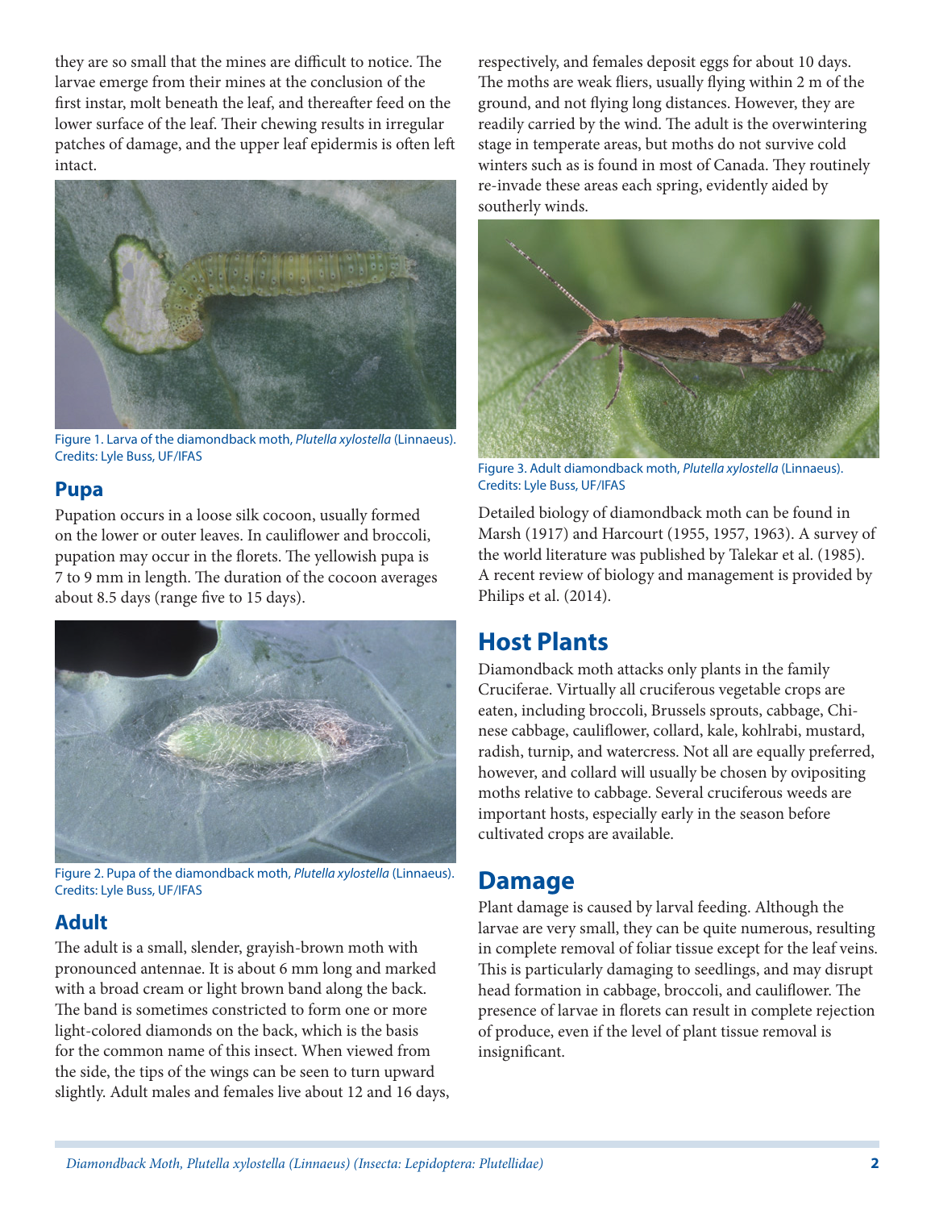they are so small that the mines are difficult to notice. The larvae emerge from their mines at the conclusion of the first instar, molt beneath the leaf, and thereafter feed on the lower surface of the leaf. Their chewing results in irregular patches of damage, and the upper leaf epidermis is often left intact.

Figure 1. Larva of the diamondback moth, *Plutella xylostella* (Linnaeus).
Credits: Lyle Buss, UF/IFAS

### Pupa

Pupation occurs in a loose silk cocoon, usually formed on the lower or outer leaves. In cauliflower and broccoli, pupation may occur in the florets. The yellowish pupa is 7 to 9 mm in length. The duration of the cocoon averages about 8.5 days (range five to 15 days).

Figure 2. Pupa of the diamondback moth, *Plutella xylostella* (Linnaeus).
Credits: Lyle Buss, UF/IFAS

### Adult

The adult is a small, slender, grayish-brown moth with pronounced antennae. It is about 6 mm long and marked with a broad cream or light brown band along the back. The band is sometimes constricted to form one or more light-colored diamonds on the back, which is the basis for the common name of this insect. When viewed from the side, the tips of the wings can be seen to turn upward slightly. Adult males and females live about 12 and 16 days, respectively, and females deposit eggs for about 10 days. The moths are weak fliers, usually flying within 2 m of the ground, and not flying long distances. However, they are readily carried by the wind. The adult is the overwintering stage in temperate areas, but moths do not survive cold winters such as is found in most of Canada. They routinely re-invade these areas each spring, evidently aided by southerly winds.

Figure 3. Adult diamondback moth, *Plutella xylostella* (Linnaeus).
Credits: Lyle Buss, UF/IFAS

Detailed biology of diamondback moth can be found in Marsh (1917) and Harcourt (1955, 1957, 1963). A survey of the world literature was published by Talekar et al. (1985). A recent review of biology and management is provided by Philips et al. (2014).

## Host Plants

Diamondback moth attacks only plants in the family Cruciferae. Virtually all cruciferous vegetable crops are eaten, including broccoli, Brussels sprouts, cabbage, Chinese cabbage, cauliflower, collard, kale, kohlrabi, mustard, radish, turnip, and watercress. Not all are equally preferred, however, and collard will usually be chosen by ovipositing moths relative to cabbage. Several cruciferous weeds are important hosts, especially early in the season before cultivated crops are available.

## Damage

Plant damage is caused by larval feeding. Although the larvae are very small, they can be quite numerous, resulting in complete removal of foliar tissue except for the leaf veins. This is particularly damaging to seedlings, and may disrupt head formation in cabbage, broccoli, and cauliflower. The presence of larvae in florets can result in complete rejection of produce, even if the level of plant tissue removal is insignificant.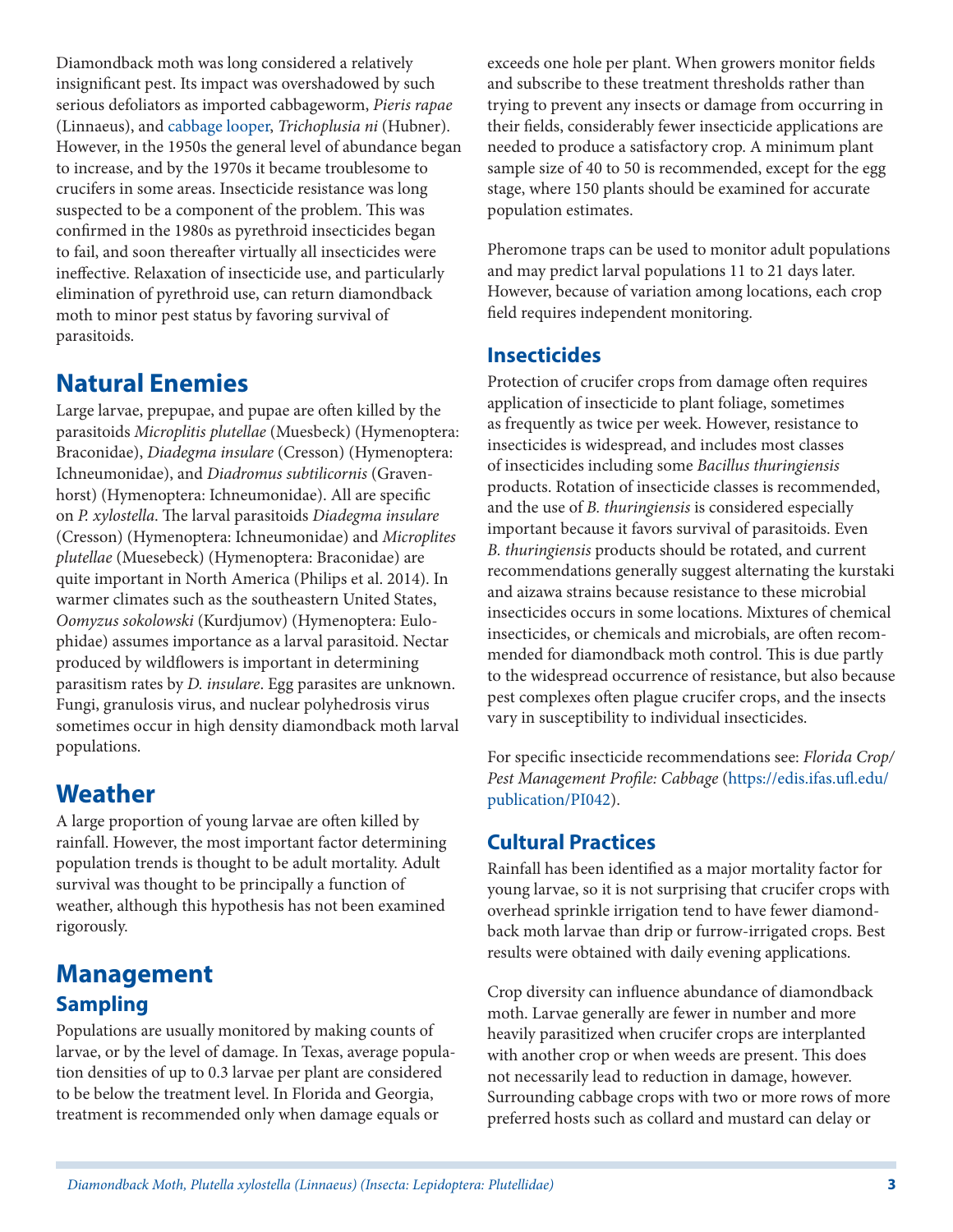Diamondback moth was long considered a relatively insignificant pest. Its impact was overshadowed by such serious defoliators as imported cabbageworm, *Pieris rapae* (Linnaeus), and cabbage looper, *Trichoplusia ni* (Hubner). However, in the 1950s the general level of abundance began to increase, and by the 1970s it became troublesome to crucifers in some areas. Insecticide resistance was long suspected to be a component of the problem. This was confirmed in the 1980s as pyrethroid insecticides began to fail, and soon thereafter virtually all insecticides were ineffective. Relaxation of insecticide use, and particularly elimination of pyrethroid use, can return diamondback moth to minor pest status by favoring survival of parasitoids.

## Natural Enemies

Large larvae, prepupae, and pupae are often killed by the parasitoids *Microplitis plutellae* (Muesbeck) (Hymenoptera: Braconidae), *Diadegma insulare* (Cresson) (Hymenoptera: Ichneumonidae), and *Diadromus subtilicornis* (Gravenhorst) (Hymenoptera: Ichneumonidae). All are specific on *P. xylostella*. The larval parasitoids *Diadegma insulare* (Cresson) (Hymenoptera: Ichneumonidae) and *Microplites plutellae* (Muesebeck) (Hymenoptera: Braconidae) are quite important in North America (Philips et al. 2014). In warmer climates such as the southeastern United States, *Oomyzus sokolowski* (Kurdjumov) (Hymenoptera: Eulophidae) assumes importance as a larval parasitoid. Nectar produced by wildflowers is important in determining parasitism rates by *D. insulare*. Egg parasites are unknown. Fungi, granulosis virus, and nuclear polyhedrosis virus sometimes occur in high density diamondback moth larval populations.

## Weather

A large proportion of young larvae are often killed by rainfall. However, the most important factor determining population trends is thought to be adult mortality. Adult survival was thought to be principally a function of weather, although this hypothesis has not been examined rigorously.

## Management

### Sampling

Populations are usually monitored by making counts of larvae, or by the level of damage. In Texas, average population densities of up to 0.3 larvae per plant are considered to be below the treatment level. In Florida and Georgia, treatment is recommended only when damage equals or exceeds one hole per plant. When growers monitor fields and subscribe to these treatment thresholds rather than trying to prevent any insects or damage from occurring in their fields, considerably fewer insecticide applications are needed to produce a satisfactory crop. A minimum plant sample size of 40 to 50 is recommended, except for the egg stage, where 150 plants should be examined for accurate population estimates.

Pheromone traps can be used to monitor adult populations and may predict larval populations 11 to 21 days later. However, because of variation among locations, each crop field requires independent monitoring.

### Insecticides

Protection of crucifer crops from damage often requires application of insecticide to plant foliage, sometimes as frequently as twice per week. However, resistance to insecticides is widespread, and includes most classes of insecticides including some *Bacillus thuringiensis* products. Rotation of insecticide classes is recommended, and the use of *B. thuringiensis* is considered especially important because it favors survival of parasitoids. Even *B. thuringiensis* products should be rotated, and current recommendations generally suggest alternating the kurstaki and aizawa strains because resistance to these microbial insecticides occurs in some locations. Mixtures of chemical insecticides, or chemicals and microbials, are often recommended for diamondback moth control. This is due partly to the widespread occurrence of resistance, but also because pest complexes often plague crucifer crops, and the insects vary in susceptibility to individual insecticides.

For specific insecticide recommendations see: *Florida Crop/Pest Management Profile: Cabbage* (https://edis.ifas.ufl.edu/publication/PI042).

### Cultural Practices

Rainfall has been identified as a major mortality factor for young larvae, so it is not surprising that crucifer crops with overhead sprinkle irrigation tend to have fewer diamondback moth larvae than drip or furrow-irrigated crops. Best results were obtained with daily evening applications.

Crop diversity can influence abundance of diamondback moth. Larvae generally are fewer in number and more heavily parasitized when crucifer crops are interplanted with another crop or when weeds are present. This does not necessarily lead to reduction in damage, however. Surrounding cabbage crops with two or more rows of more preferred hosts such as collard and mustard can delay or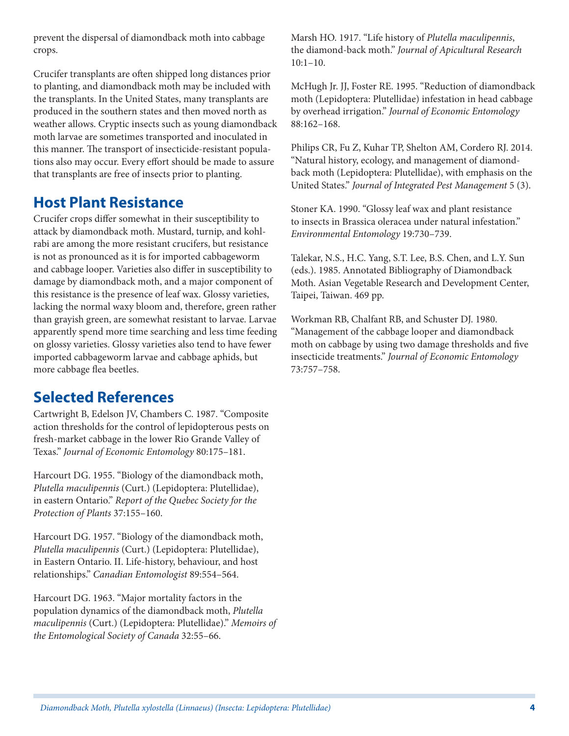prevent the dispersal of diamondback moth into cabbage crops.

Crucifer transplants are often shipped long distances prior to planting, and diamondback moth may be included with the transplants. In the United States, many transplants are produced in the southern states and then moved north as weather allows. Cryptic insects such as young diamondback moth larvae are sometimes transported and inoculated in this manner. The transport of insecticide-resistant populations also may occur. Every effort should be made to assure that transplants are free of insects prior to planting.

## Host Plant Resistance

Crucifer crops differ somewhat in their susceptibility to attack by diamondback moth. Mustard, turnip, and kohlrabi are among the more resistant crucifers, but resistance is not as pronounced as it is for imported cabbageworm and cabbage looper. Varieties also differ in susceptibility to damage by diamondback moth, and a major component of this resistance is the presence of leaf wax. Glossy varieties, lacking the normal waxy bloom and, therefore, green rather than grayish green, are somewhat resistant to larvae. Larvae apparently spend more time searching and less time feeding on glossy varieties. Glossy varieties also tend to have fewer imported cabbageworm larvae and cabbage aphids, but more cabbage flea beetles.

## Selected References

Cartwright B, Edelson JV, Chambers C. 1987. "Composite action thresholds for the control of lepidopterous pests on fresh-market cabbage in the lower Rio Grande Valley of Texas." *Journal of Economic Entomology* 80:175–181.

Harcourt DG. 1955. "Biology of the diamondback moth, *Plutella maculipennis* (Curt.) (Lepidoptera: Plutellidae), in eastern Ontario." *Report of the Quebec Society for the Protection of Plants* 37:155–160.

Harcourt DG. 1957. "Biology of the diamondback moth, *Plutella maculipennis* (Curt.) (Lepidoptera: Plutellidae), in Eastern Ontario. II. Life-history, behaviour, and host relationships." *Canadian Entomologist* 89:554–564.

Harcourt DG. 1963. "Major mortality factors in the population dynamics of the diamondback moth, *Plutella maculipennis* (Curt.) (Lepidoptera: Plutellidae)." *Memoirs of the Entomological Society of Canada* 32:55–66.

Marsh HO. 1917. "Life history of *Plutella maculipennis*, the diamond-back moth." *Journal of Apicultural Research* 10:1–10.

McHugh Jr. JJ, Foster RE. 1995. "Reduction of diamondback moth (Lepidoptera: Plutellidae) infestation in head cabbage by overhead irrigation." *Journal of Economic Entomology* 88:162–168.

Philips CR, Fu Z, Kuhar TP, Shelton AM, Cordero RJ. 2014. "Natural history, ecology, and management of diamondback moth (Lepidoptera: Plutellidae), with emphasis on the United States." *Journal of Integrated Pest Management* 5 (3).

Stoner KA. 1990. "Glossy leaf wax and plant resistance to insects in Brassica oleracea under natural infestation." *Environmental Entomology* 19:730–739.

Talekar, N.S., H.C. Yang, S.T. Lee, B.S. Chen, and L.Y. Sun (eds.). 1985. Annotated Bibliography of Diamondback Moth. Asian Vegetable Research and Development Center, Taipei, Taiwan. 469 pp.

Workman RB, Chalfant RB, and Schuster DJ. 1980. "Management of the cabbage looper and diamondback moth on cabbage by using two damage thresholds and five insecticide treatments." *Journal of Economic Entomology* 73:757–758.